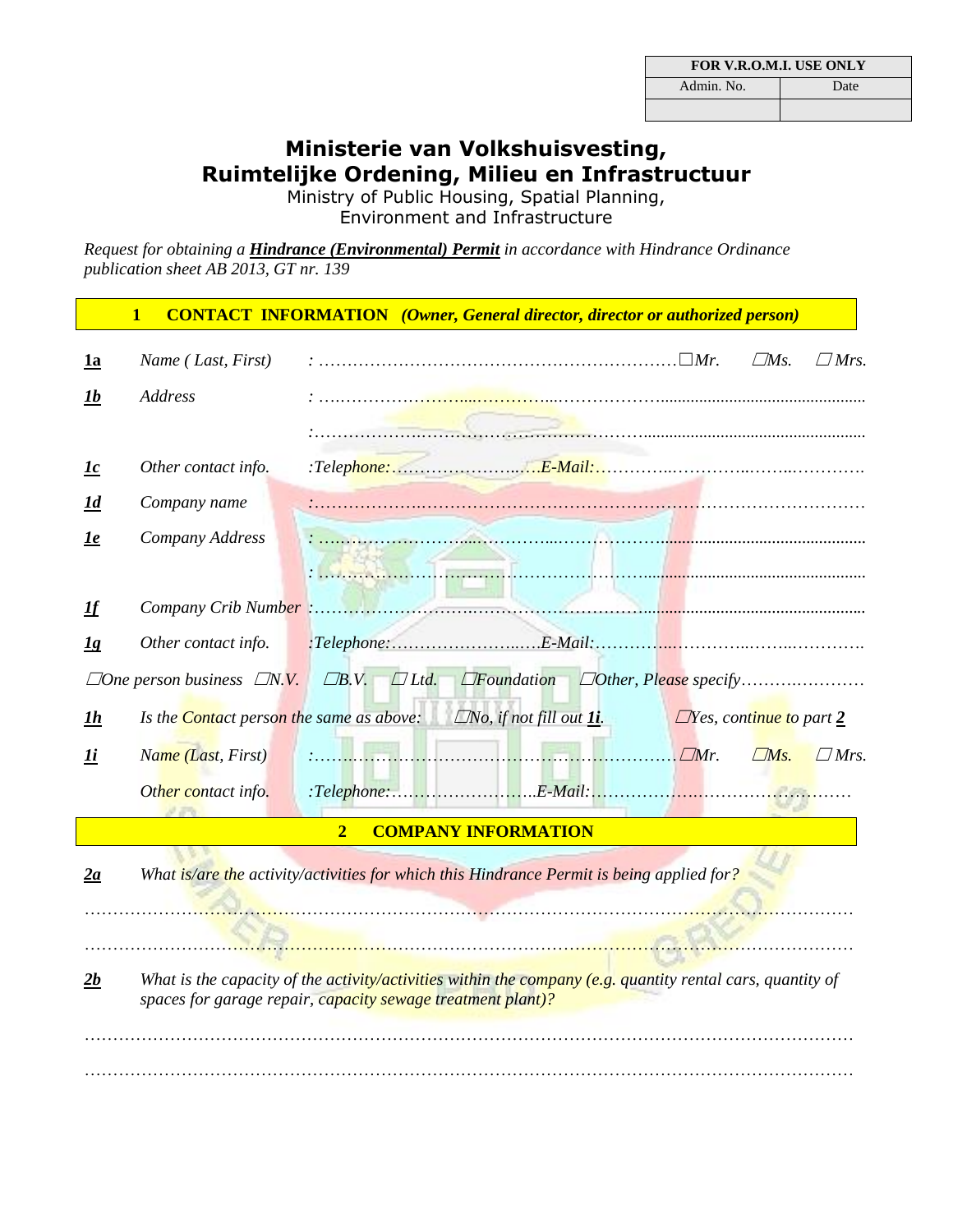| FOR V.R.O.M.I. USE ONLY | |
|---|---|
| Admin. No. | Date |
| | |

# Ministerie van Volkshuisvesting, Ruimtelijke Ordening, Milieu en Infrastructuur

Ministry of Public Housing, Spatial Planning, Environment and Infrastructure

*Request for obtaining a* ***Hindrance (Environmental) Permit*** *in accordance with Hindrance Ordinance publication sheet AB 2013, GT nr. 139*

## 1 CONTACT INFORMATION *(Owner, General director, director or authorized person)*

**1a** *Name ( Last, First)* : …………………………………………………… ☐Mr. ☐Ms. ☐ Mrs.

**1b** *Address* : ……………………………………………………………………………………

:……………………………………………………………………………………

**1c** *Other contact info.* :Telephone: ……………………….E-Mail:……………………………………

**1d** *Company name* :……………………………………………………………………………………

**1e** *Company Address* : ……………………………………………………………………………………

: ……………………………………………………………………………………

**1f** *Company Crib Number* :……………………………………………………………………………………

**1g** *Other contact info.* :Telephone:……………………….E-Mail:……………………………………

☐One person business ☐N.V. ☐B.V. ☐ Ltd. ☐Foundation ☐Other, Please specify……………………

**1h** *Is the Contact person the same as above:* ☐No, if not fill out **1i**. ☐Yes, continue to part **2**

**1i** *Name (Last, First)* :…………………………………………………… ☐Mr. ☐Ms. ☐ Mrs.

*Other contact info.* :Telephone:……………………….E-Mail:……………………………………

## 2 COMPANY INFORMATION

**2a** *What is/are the activity/activities for which this Hindrance Permit is being applied for?*

……………………………………………………………………………………………………………

……………………………………………………………………………………………………………

**2b** *What is the capacity of the activity/activities within the company (e.g. quantity rental cars, quantity of spaces for garage repair, capacity sewage treatment plant)?*

……………………………………………………………………………………………………………

……………………………………………………………………………………………………………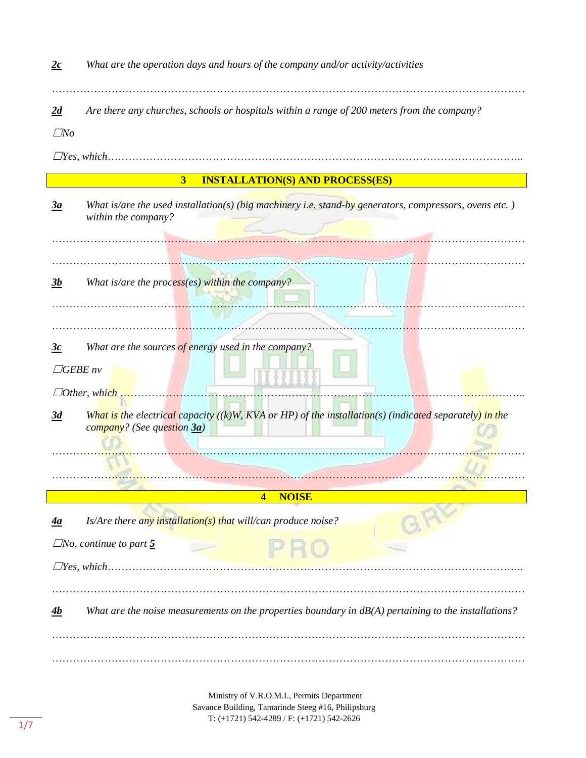**2c** *What are the operation days and hours of the company and/or activity/activities*

…………………………………………………………………………………………………………………………

**2d** *Are there any churches, schools or hospitals within a range of 200 meters from the company?*

☐*No*

☐*Yes, which*……………………………………………………………………………………………………..

## 3 INSTALLATION(S) AND PROCESS(ES)

**3a** *What is/are the used installation(s) (big machinery i.e. stand-by generators, compressors, ovens etc. ) within the company?*

…………………………………………………………………………………………………………………………

…………………………………………………………………………………………………………………………

**3b** *What is/are the process(es) within the company?*

…………………………………………………………………………………………………………………………

…………………………………………………………………………………………………………………………

**3c** *What are the sources of energy used in the company?*

☐*GEBE nv*

☐*Other, which* …………………………………………………………………………………………………..

**3d** *What is the electrical capacity ((k)W, KVA or HP) of the installation(s) (indicated separately) in the company? (See question* ***3a****)*

…………………………………………………………………………………………………………………………

…………………………………………………………………………………………………………………………

## 4 NOISE

**4a** *Is/Are there any installation(s) that will/can produce noise?*

☐*No, continue to part* ***5***

☐*Yes, which*……………………………………………………………………………………………………..

…………………………………………………………………………………………………………………………

**4b** *What are the noise measurements on the properties boundary in dB(A) pertaining to the installations?*

…………………………………………………………………………………………………………………………

…………………………………………………………………………………………………………………………

Ministry of V.R.O.M.I., Permits Department
Savance Building, Tamarinde Steeg #16, Philipsburg
T: (+1721) 542-4289 / F: (+1721) 542-2626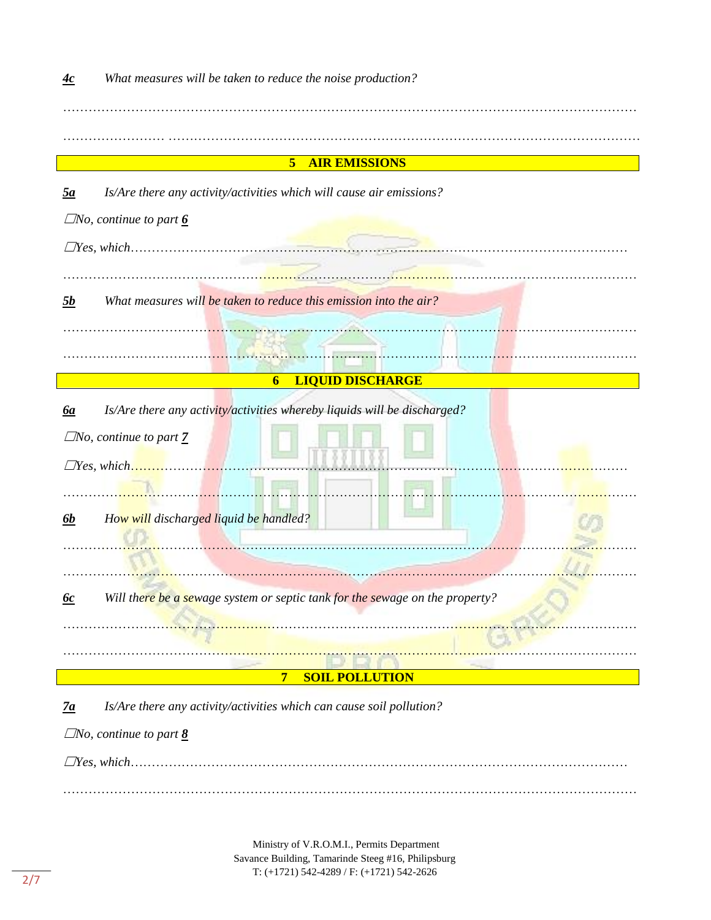**4c** *What measures will be taken to reduce the noise production?*

…………………………………………………………………………………………………………………

…………………… …………………………………………………………………………………………

## 5 AIR EMISSIONS

**5a** *Is/Are there any activity/activities which will cause air emissions?*

☐*No, continue to part* ***6***

☐*Yes, which*………………………………………………………………………………………………

…………………………………………………………………………………………………………………

**5b** *What measures will be taken to reduce this emission into the air?*

…………………………………………………………………………………………………………………

…………………………………………………………………………………………………………………

## 6 LIQUID DISCHARGE

**6a** *Is/Are there any activity/activities whereby liquids will be discharged?*

☐*No, continue to part* ***7***

☐*Yes, which*………………………………………………………………………………………………

…………………………………………………………………………………………………………………

**6b** *How will discharged liquid be handled?*

…………………………………………………………………………………………………………………

…………………………………………………………………………………………………………………

**6c** *Will there be a sewage system or septic tank for the sewage on the property?*

…………………………………………………………………………………………………………………

…………………………………………………………………………………………………………………

## 7 SOIL POLLUTION

**7a** *Is/Are there any activity/activities which can cause soil pollution?*

☐*No, continue to part* ***8***

☐*Yes, which*………………………………………………………………………………………………

…………………………………………………………………………………………………………………

Ministry of V.R.O.M.I., Permits Department
Savance Building, Tamarinde Steeg #16, Philipsburg
T: (+1721) 542-4289 / F: (+1721) 542-2626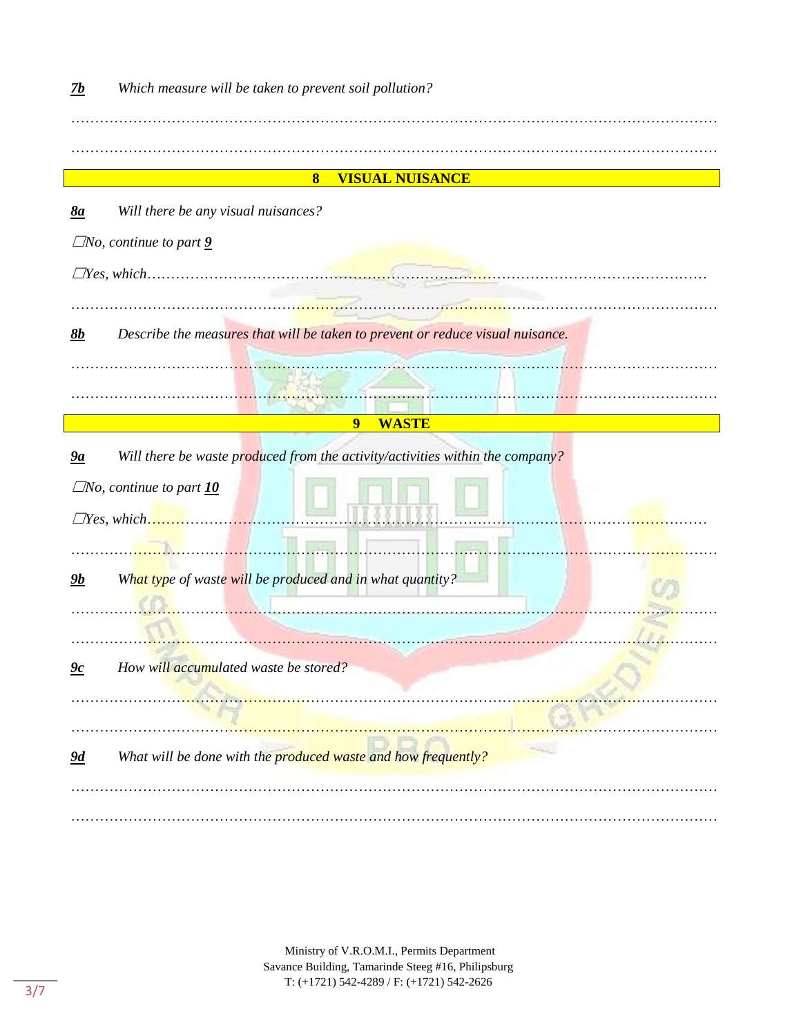***7b*** *Which measure will be taken to prevent soil pollution?*

…………………………………………………………………………………………………………………………

…………………………………………………………………………………………………………………………

## 8 VISUAL NUISANCE

***8a*** *Will there be any visual nuisances?*

☐*No, continue to part **9***

☐*Yes, which*…………………………………………………………………………………………………………

…………………………………………………………………………………………………………………………

***8b*** *Describe the measures that will be taken to prevent or reduce visual nuisance.*

…………………………………………………………………………………………………………………………

…………………………………………………………………………………………………………………………

## 9 WASTE

***9a*** *Will there be waste produced from the activity/activities within the company?*

☐*No, continue to part **10***

☐*Yes, which*…………………………………………………………………………………………………………

…………………………………………………………………………………………………………………………

***9b*** *What type of waste will be produced and in what quantity?*

…………………………………………………………………………………………………………………………

…………………………………………………………………………………………………………………………

***9c*** *How will accumulated waste be stored?*

…………………………………………………………………………………………………………………………

…………………………………………………………………………………………………………………………

***9d*** *What will be done with the produced waste and how frequently?*

…………………………………………………………………………………………………………………………

…………………………………………………………………………………………………………………………

Ministry of V.R.O.M.I., Permits Department
Savance Building, Tamarinde Steeg #16, Philipsburg
T: (+1721) 542-4289 / F: (+1721) 542-2626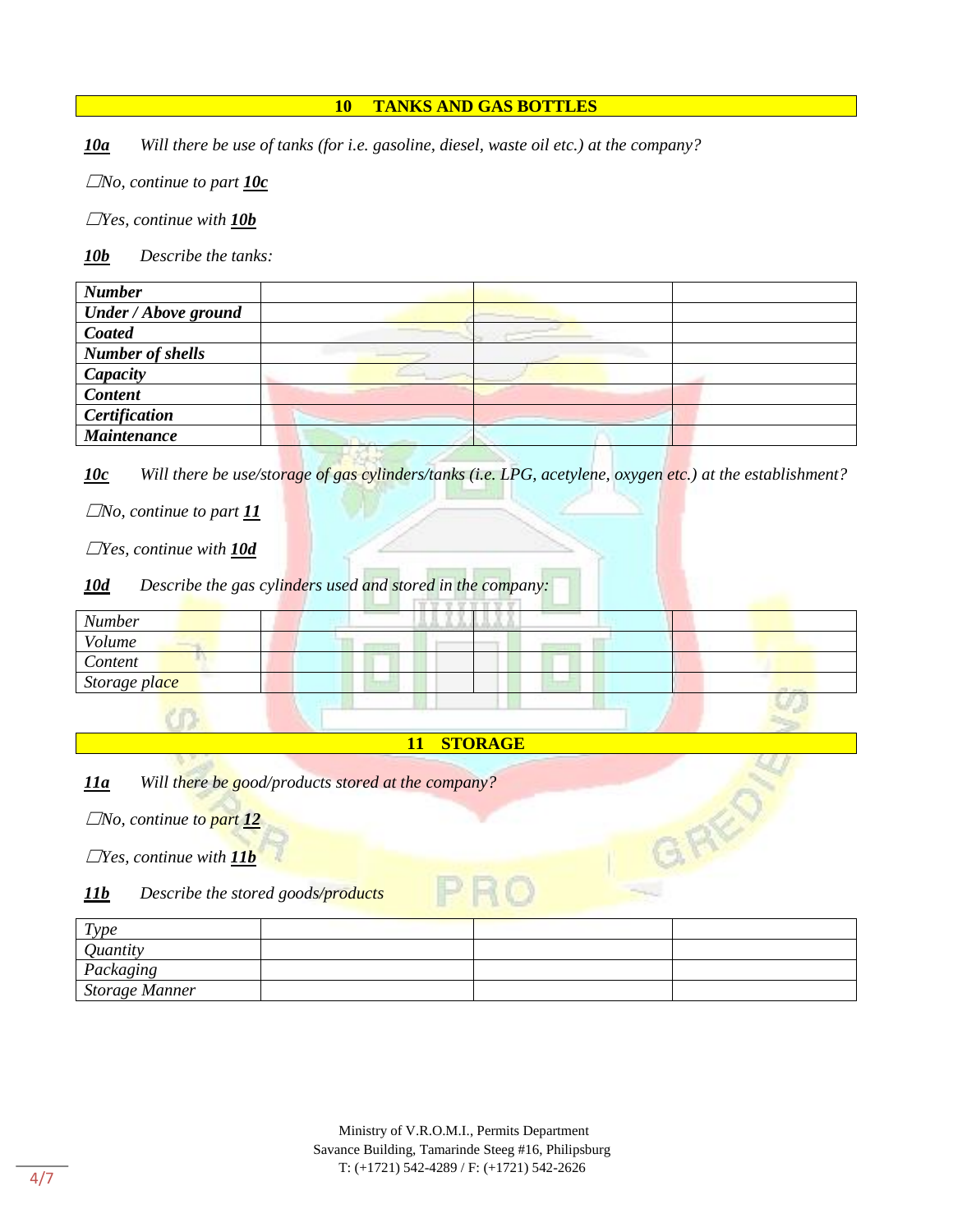## 10 TANKS AND GAS BOTTLES

***10a*** *Will there be use of tanks (for i.e. gasoline, diesel, waste oil etc.) at the company?*

☐*No, continue to part **10c***

☐*Yes, continue with **10b***

***10b*** *Describe the tanks:*

| ***Number*** | | | |
|---|---|---|---|
| ***Under / Above ground*** | | | |
| ***Coated*** | | | |
| ***Number of shells*** | | | |
| ***Capacity*** | | | |
| ***Content*** | | | |
| ***Certification*** | | | |
| ***Maintenance*** | | | |

***10c*** *Will there be use/storage of gas cylinders/tanks (i.e. LPG, acetylene, oxygen etc.) at the establishment?*

☐*No, continue to part **11***

☐*Yes, continue with **10d***

***10d*** *Describe the gas cylinders used and stored in the company:*

| *Number* | | | |
|---|---|---|---|
| *Volume* | | | |
| *Content* | | | |
| *Storage place* | | | |

## 11 STORAGE

***11a*** *Will there be good/products stored at the company?*

☐*No, continue to part **12***

☐*Yes, continue with **11b***

***11b*** *Describe the stored goods/products*

| *Type* | | | |
|---|---|---|---|
| *Quantity* | | | |
| *Packaging* | | | |
| *Storage Manner* | | | |

Ministry of V.R.O.M.I., Permits Department
Savance Building, Tamarinde Steeg #16, Philipsburg
T: (+1721) 542-4289 / F: (+1721) 542-2626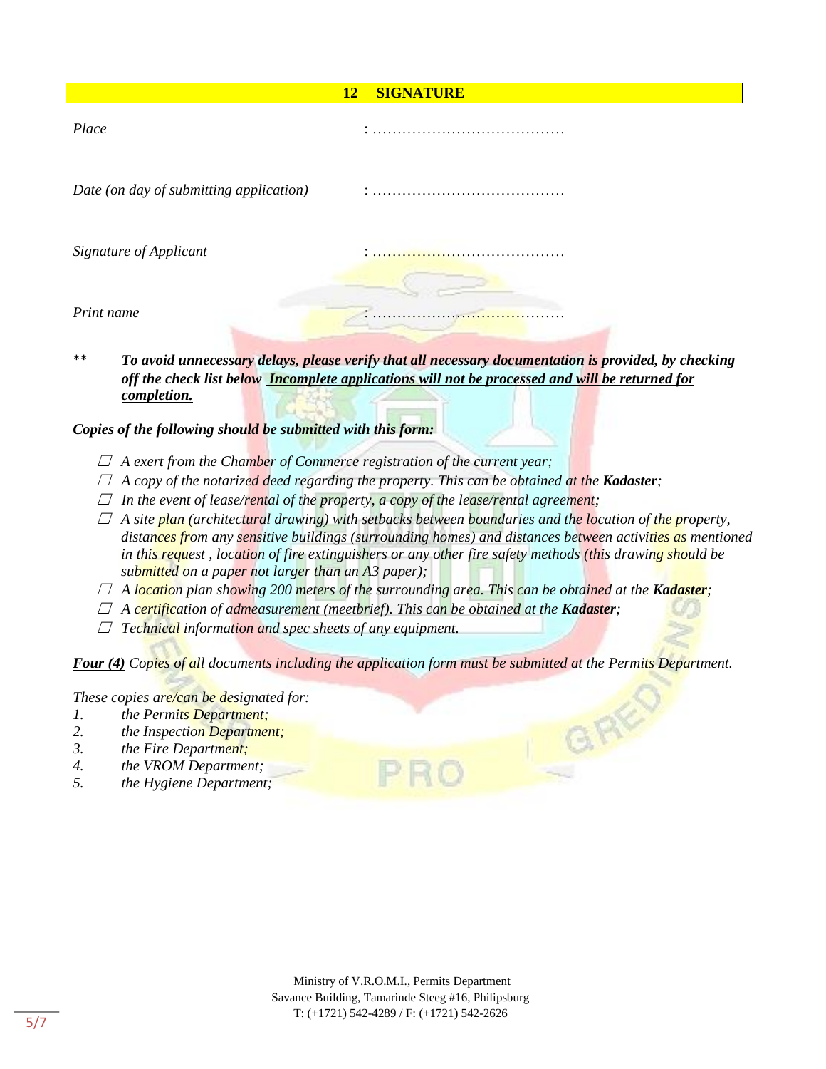## 12 SIGNATURE

*Place* : ……………………………………

*Date (on day of submitting application)* : ……………………………………

*Signature of Applicant* : ……………………………………

*Print name* : ……………………………………

** ***To avoid unnecessary delays, please verify that all necessary documentation is provided, by checking off the check list below*** ***<u>Incomplete applications will not be processed and will be returned for completion.</u>***

***Copies of the following should be submitted with this form:***

- ☐ *A exert from the Chamber of Commerce registration of the current year;*
- ☐ *A copy of the notarized deed regarding the property. This can be obtained at the* ***Kadaster****;*
- ☐ *In the event of lease/rental of the property, a copy of the lease/rental agreement;*
- ☐ *A site plan (architectural drawing) with setbacks between boundaries and the location of the property, distances from any sensitive buildings (surrounding homes) and distances between activities as mentioned in this request , location of fire extinguishers or any other fire safety methods (this drawing should be submitted on a paper not larger than an A3 paper);*
- ☐ *A location plan showing 200 meters of the surrounding area. This can be obtained at the* ***Kadaster****;*
- ☐ *A certification of admeasurement (meetbrief). This can be obtained at the* ***Kadaster****;*
- ☐ *Technical information and spec sheets of any equipment.*

***<u>Four (4)</u>*** *Copies of all documents including the application form must be submitted at the Permits Department.*

*These copies are/can be designated for:*

1. *the Permits Department;*
2. *the Inspection Department;*
3. *the Fire Department;*
4. *the VROM Department;*
5. *the Hygiene Department;*

Ministry of V.R.O.M.I., Permits Department
Savance Building, Tamarinde Steeg #16, Philipsburg
T: (+1721) 542-4289 / F: (+1721) 542-2626